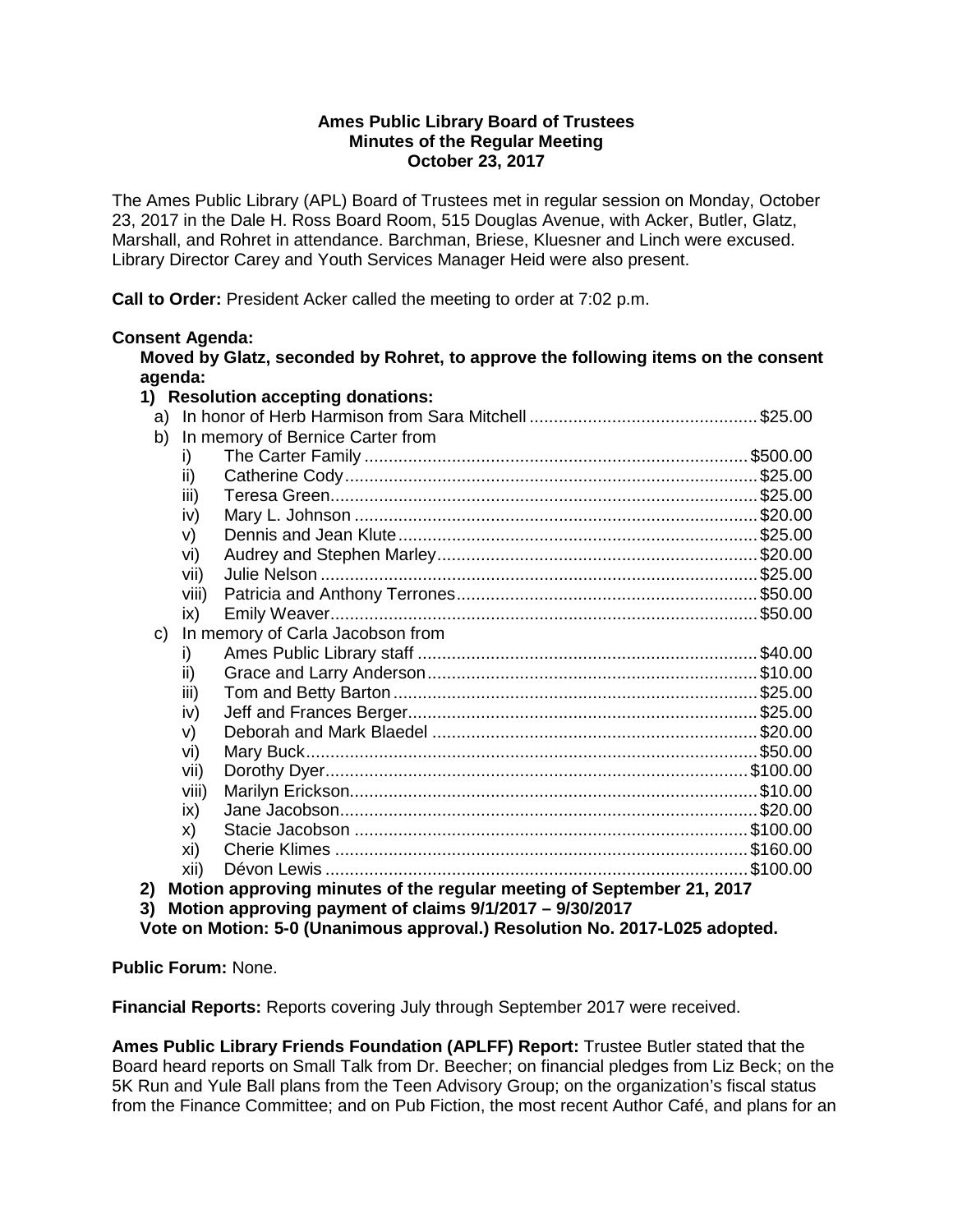**Ames Public Library Board of Trustees**
**Minutes of the Regular Meeting**
**October 23, 2017**

The Ames Public Library (APL) Board of Trustees met in regular session on Monday, October 23, 2017 in the Dale H. Ross Board Room, 515 Douglas Avenue, with Acker, Butler, Glatz, Marshall, and Rohret in attendance. Barchman, Briese, Kluesner and Linch were excused. Library Director Carey and Youth Services Manager Heid were also present.

**Call to Order:** President Acker called the meeting to order at 7:02 p.m.

**Consent Agenda:**

**Moved by Glatz, seconded by Rohret, to approve the following items on the consent agenda:**

**1) Resolution accepting donations:**

a) In honor of Herb Harmison from Sara Mitchell .............................................. $25.00

b) In memory of Bernice Carter from

- i) The Carter Family .............................................................................. $500.00
- ii) Catherine Cody .................................................................................... $25.00
- iii) Teresa Green ....................................................................................... $25.00
- iv) Mary L. Johnson .................................................................................. $20.00
- v) Dennis and Jean Klute ......................................................................... $25.00
- vi) Audrey and Stephen Marley ................................................................. $20.00
- vii) Julie Nelson ......................................................................................... $25.00
- viii) Patricia and Anthony Terrones ............................................................ $50.00
- ix) Emily Weaver ....................................................................................... $50.00

c) In memory of Carla Jacobson from

- i) Ames Public Library staff ..................................................................... $40.00
- ii) Grace and Larry Anderson ................................................................... $10.00
- iii) Tom and Betty Barton .......................................................................... $25.00
- iv) Jeff and Frances Berger ....................................................................... $25.00
- v) Deborah and Mark Blaedel .................................................................. $20.00
- vi) Mary Buck ............................................................................................ $50.00
- vii) Dorothy Dyer ...................................................................................... $100.00
- viii) Marilyn Erickson .................................................................................. $10.00
- ix) Jane Jacobson ..................................................................................... $20.00
- x) Stacie Jacobson ................................................................................. $100.00
- xi) Cherie Klimes ..................................................................................... $160.00
- xii) Dévon Lewis ....................................................................................... $100.00

**2) Motion approving minutes of the regular meeting of September 21, 2017**

**3) Motion approving payment of claims 9/1/2017 – 9/30/2017**

**Vote on Motion: 5-0 (Unanimous approval.) Resolution No. 2017-L025 adopted.**

**Public Forum:** None.

**Financial Reports:** Reports covering July through September 2017 were received.

**Ames Public Library Friends Foundation (APLFF) Report:** Trustee Butler stated that the Board heard reports on Small Talk from Dr. Beecher; on financial pledges from Liz Beck; on the 5K Run and Yule Ball plans from the Teen Advisory Group; on the organization's fiscal status from the Finance Committee; and on Pub Fiction, the most recent Author Café, and plans for an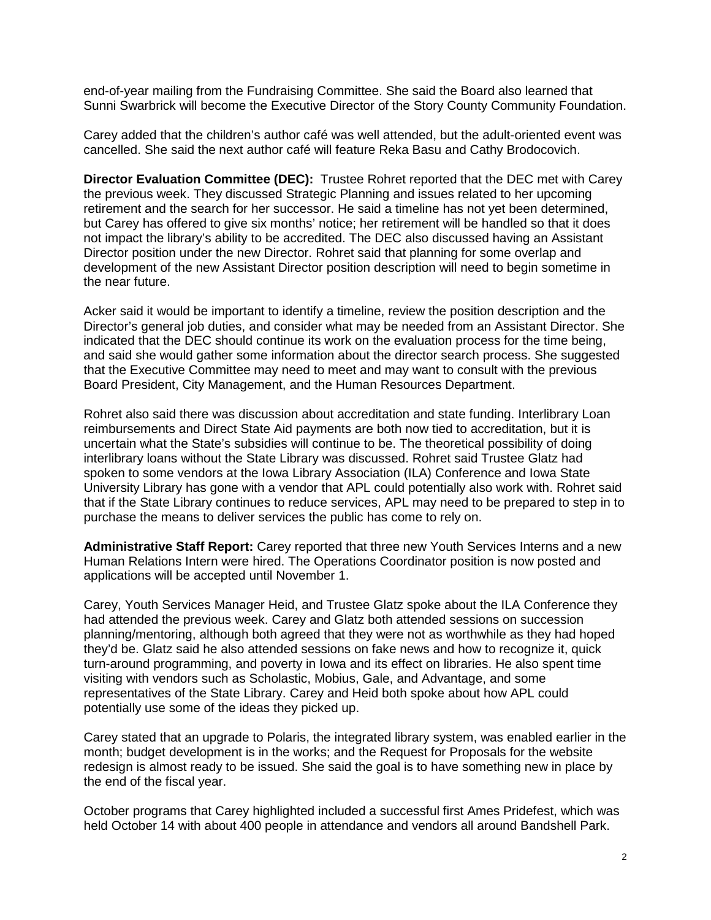end-of-year mailing from the Fundraising Committee. She said the Board also learned that Sunni Swarbrick will become the Executive Director of the Story County Community Foundation.

Carey added that the children's author café was well attended, but the adult-oriented event was cancelled. She said the next author café will feature Reka Basu and Cathy Brodocovich.

**Director Evaluation Committee (DEC):** Trustee Rohret reported that the DEC met with Carey the previous week. They discussed Strategic Planning and issues related to her upcoming retirement and the search for her successor. He said a timeline has not yet been determined, but Carey has offered to give six months' notice; her retirement will be handled so that it does not impact the library's ability to be accredited. The DEC also discussed having an Assistant Director position under the new Director. Rohret said that planning for some overlap and development of the new Assistant Director position description will need to begin sometime in the near future.

Acker said it would be important to identify a timeline, review the position description and the Director's general job duties, and consider what may be needed from an Assistant Director. She indicated that the DEC should continue its work on the evaluation process for the time being, and said she would gather some information about the director search process. She suggested that the Executive Committee may need to meet and may want to consult with the previous Board President, City Management, and the Human Resources Department.

Rohret also said there was discussion about accreditation and state funding. Interlibrary Loan reimbursements and Direct State Aid payments are both now tied to accreditation, but it is uncertain what the State's subsidies will continue to be. The theoretical possibility of doing interlibrary loans without the State Library was discussed. Rohret said Trustee Glatz had spoken to some vendors at the Iowa Library Association (ILA) Conference and Iowa State University Library has gone with a vendor that APL could potentially also work with. Rohret said that if the State Library continues to reduce services, APL may need to be prepared to step in to purchase the means to deliver services the public has come to rely on.

**Administrative Staff Report:** Carey reported that three new Youth Services Interns and a new Human Relations Intern were hired. The Operations Coordinator position is now posted and applications will be accepted until November 1.

Carey, Youth Services Manager Heid, and Trustee Glatz spoke about the ILA Conference they had attended the previous week. Carey and Glatz both attended sessions on succession planning/mentoring, although both agreed that they were not as worthwhile as they had hoped they'd be. Glatz said he also attended sessions on fake news and how to recognize it, quick turn-around programming, and poverty in Iowa and its effect on libraries. He also spent time visiting with vendors such as Scholastic, Mobius, Gale, and Advantage, and some representatives of the State Library. Carey and Heid both spoke about how APL could potentially use some of the ideas they picked up.

Carey stated that an upgrade to Polaris, the integrated library system, was enabled earlier in the month; budget development is in the works; and the Request for Proposals for the website redesign is almost ready to be issued. She said the goal is to have something new in place by the end of the fiscal year.

October programs that Carey highlighted included a successful first Ames Pridefest, which was held October 14 with about 400 people in attendance and vendors all around Bandshell Park.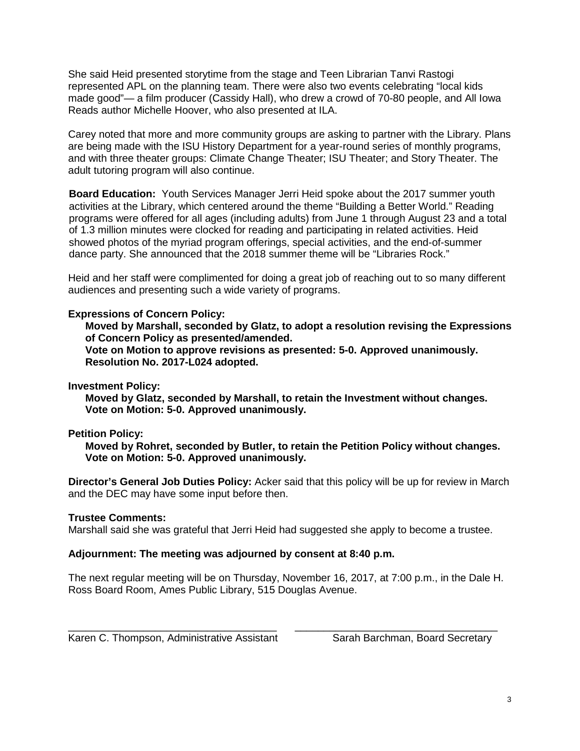She said Heid presented storytime from the stage and Teen Librarian Tanvi Rastogi represented APL on the planning team. There were also two events celebrating "local kids made good"— a film producer (Cassidy Hall), who drew a crowd of 70-80 people, and All Iowa Reads author Michelle Hoover, who also presented at ILA.

Carey noted that more and more community groups are asking to partner with the Library. Plans are being made with the ISU History Department for a year-round series of monthly programs, and with three theater groups: Climate Change Theater; ISU Theater; and Story Theater. The adult tutoring program will also continue.

**Board Education:** Youth Services Manager Jerri Heid spoke about the 2017 summer youth activities at the Library, which centered around the theme "Building a Better World." Reading programs were offered for all ages (including adults) from June 1 through August 23 and a total of 1.3 million minutes were clocked for reading and participating in related activities. Heid showed photos of the myriad program offerings, special activities, and the end-of-summer dance party. She announced that the 2018 summer theme will be "Libraries Rock."

Heid and her staff were complimented for doing a great job of reaching out to so many different audiences and presenting such a wide variety of programs.

**Expressions of Concern Policy:**

**Moved by Marshall, seconded by Glatz, to adopt a resolution revising the Expressions of Concern Policy as presented/amended.**
**Vote on Motion to approve revisions as presented: 5-0. Approved unanimously.**
**Resolution No. 2017-L024 adopted.**

**Investment Policy:**

**Moved by Glatz, seconded by Marshall, to retain the Investment without changes.**
**Vote on Motion: 5-0. Approved unanimously.**

**Petition Policy:**

**Moved by Rohret, seconded by Butler, to retain the Petition Policy without changes.**
**Vote on Motion: 5-0. Approved unanimously.**

**Director's General Job Duties Policy:** Acker said that this policy will be up for review in March and the DEC may have some input before then.

**Trustee Comments:**
Marshall said she was grateful that Jerri Heid had suggested she apply to become a trustee.

**Adjournment: The meeting was adjourned by consent at 8:40 p.m.**

The next regular meeting will be on Thursday, November 16, 2017, at 7:00 p.m., in the Dale H. Ross Board Room, Ames Public Library, 515 Douglas Avenue.

_____________________________________ _____________________________________
Karen C. Thompson, Administrative Assistant Sarah Barchman, Board Secretary